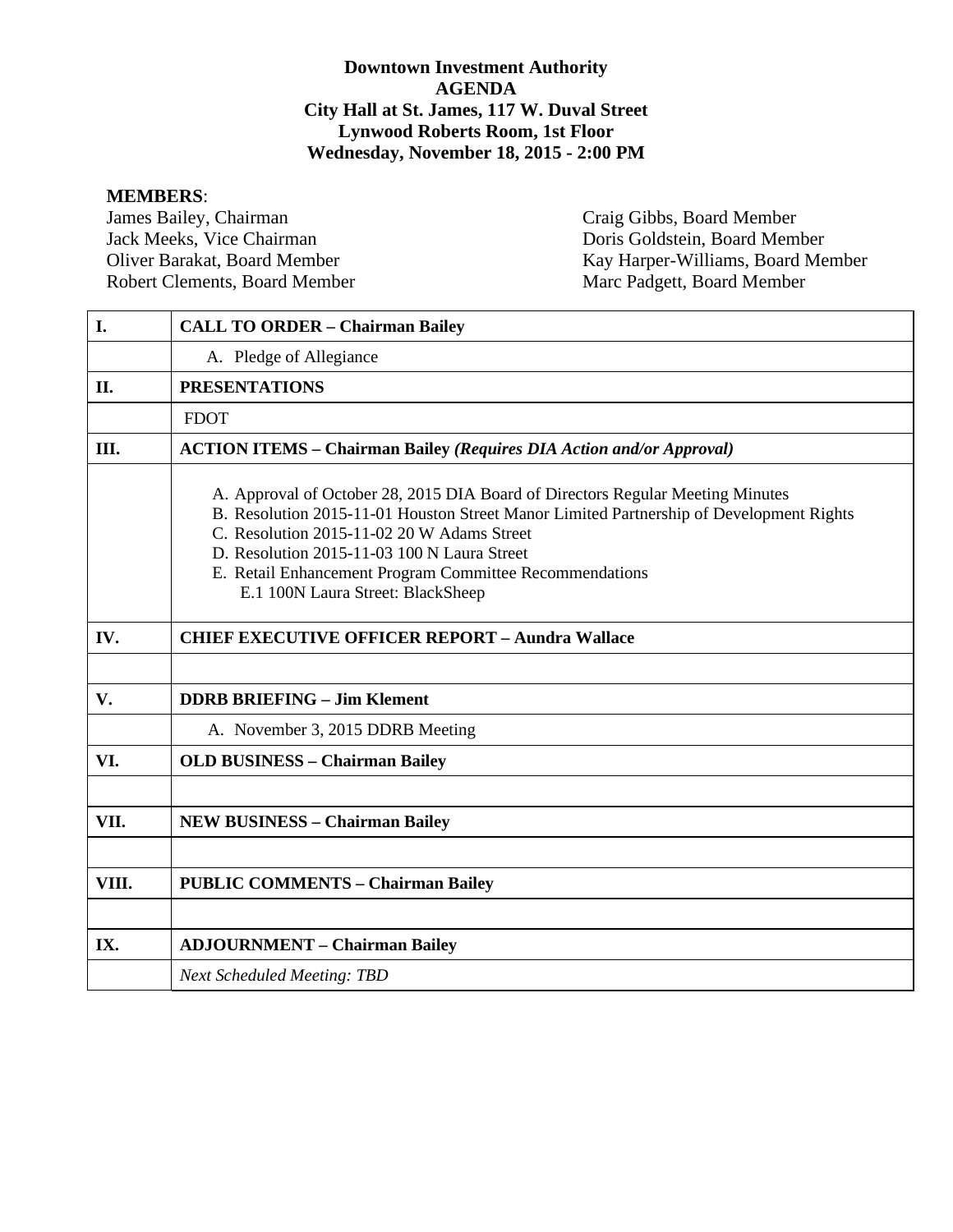**Downtown Investment Authority**
**AGENDA**
**City Hall at St. James, 117 W. Duval Street**
**Lynwood Roberts Room, 1st Floor**
**Wednesday, November 18, 2015 - 2:00 PM**

**MEMBERS**:

James Bailey, Chairman
Jack Meeks, Vice Chairman
Oliver Barakat, Board Member
Robert Clements, Board Member
Craig Gibbs, Board Member
Doris Goldstein, Board Member
Kay Harper-Williams, Board Member
Marc Padgett, Board Member

| | |
|---|---|
| **I.** | **CALL TO ORDER – Chairman Bailey** |
| | A. Pledge of Allegiance |
| **II.** | **PRESENTATIONS** |
| | FDOT |
| **III.** | **ACTION ITEMS – Chairman Bailey** ***(Requires DIA Action and/or Approval)*** |
| | A. Approval of October 28, 2015 DIA Board of Directors Regular Meeting Minutes<br>B. Resolution 2015-11-01 Houston Street Manor Limited Partnership of Development Rights<br>C. Resolution 2015-11-02 20 W Adams Street<br>D. Resolution 2015-11-03 100 N Laura Street<br>E. Retail Enhancement Program Committee Recommendations<br>E.1 100N Laura Street: BlackSheep |
| **IV.** | **CHIEF EXECUTIVE OFFICER REPORT – Aundra Wallace** |
| | |
| **V.** | **DDRB BRIEFING – Jim Klement** |
| | A. November 3, 2015 DDRB Meeting |
| **VI.** | **OLD BUSINESS – Chairman Bailey** |
| | |
| **VII.** | **NEW BUSINESS – Chairman Bailey** |
| | |
| **VIII.** | **PUBLIC COMMENTS – Chairman Bailey** |
| | |
| **IX.** | **ADJOURNMENT – Chairman Bailey** |
| | *Next Scheduled Meeting: TBD* |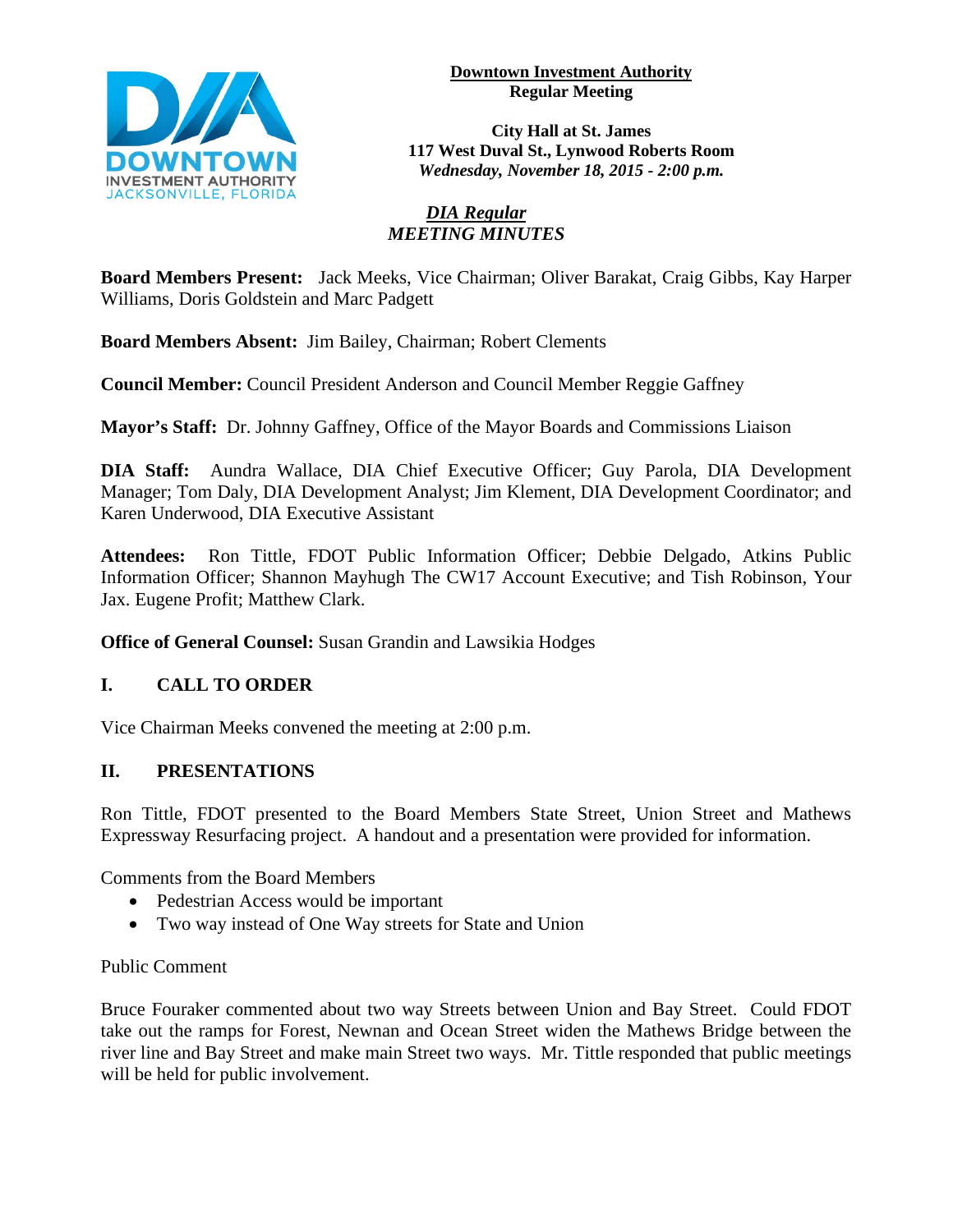**Downtown Investment Authority**
**Regular Meeting**

**City Hall at St. James**
**117 West Duval St., Lynwood Roberts Room**
***Wednesday, November 18, 2015 - 2:00 p.m.***

***DIA Regular***
***MEETING MINUTES***

**Board Members Present:** Jack Meeks, Vice Chairman; Oliver Barakat, Craig Gibbs, Kay Harper Williams, Doris Goldstein and Marc Padgett

**Board Members Absent:** Jim Bailey, Chairman; Robert Clements

**Council Member:** Council President Anderson and Council Member Reggie Gaffney

**Mayor's Staff:** Dr. Johnny Gaffney, Office of the Mayor Boards and Commissions Liaison

**DIA Staff:** Aundra Wallace, DIA Chief Executive Officer; Guy Parola, DIA Development Manager; Tom Daly, DIA Development Analyst; Jim Klement, DIA Development Coordinator; and Karen Underwood, DIA Executive Assistant

**Attendees:** Ron Tittle, FDOT Public Information Officer; Debbie Delgado, Atkins Public Information Officer; Shannon Mayhugh The CW17 Account Executive; and Tish Robinson, Your Jax. Eugene Profit; Matthew Clark.

**Office of General Counsel:** Susan Grandin and Lawsikia Hodges

## I. CALL TO ORDER

Vice Chairman Meeks convened the meeting at 2:00 p.m.

## II. PRESENTATIONS

Ron Tittle, FDOT presented to the Board Members State Street, Union Street and Mathews Expressway Resurfacing project. A handout and a presentation were provided for information.

Comments from the Board Members

- Pedestrian Access would be important
- Two way instead of One Way streets for State and Union

Public Comment

Bruce Fouraker commented about two way Streets between Union and Bay Street. Could FDOT take out the ramps for Forest, Newnan and Ocean Street widen the Mathews Bridge between the river line and Bay Street and make main Street two ways. Mr. Tittle responded that public meetings will be held for public involvement.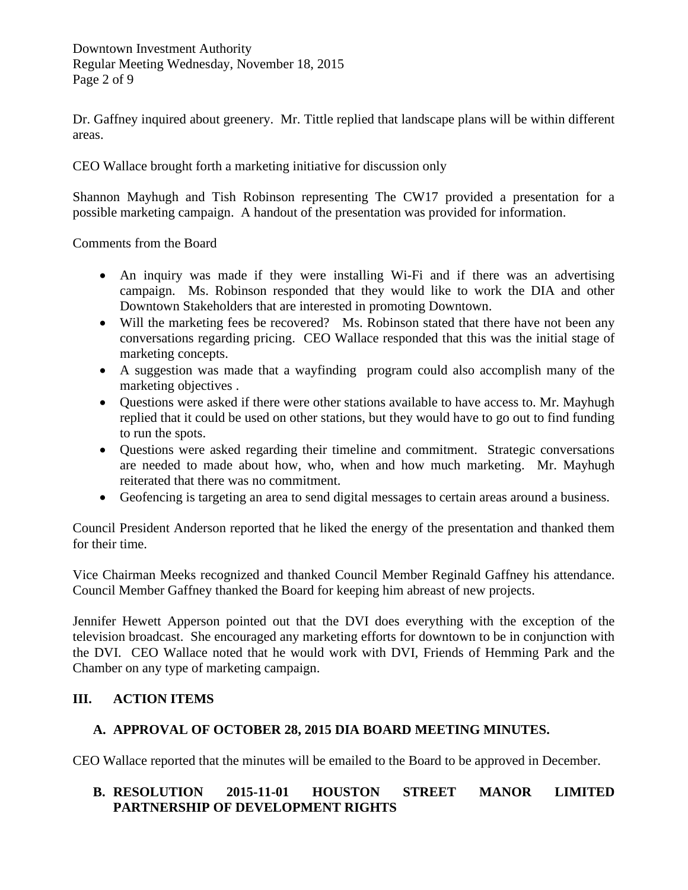Dr. Gaffney inquired about greenery. Mr. Tittle replied that landscape plans will be within different areas.

CEO Wallace brought forth a marketing initiative for discussion only

Shannon Mayhugh and Tish Robinson representing The CW17 provided a presentation for a possible marketing campaign. A handout of the presentation was provided for information.

Comments from the Board

- An inquiry was made if they were installing Wi-Fi and if there was an advertising campaign. Ms. Robinson responded that they would like to work the DIA and other Downtown Stakeholders that are interested in promoting Downtown.
- Will the marketing fees be recovered? Ms. Robinson stated that there have not been any conversations regarding pricing. CEO Wallace responded that this was the initial stage of marketing concepts.
- A suggestion was made that a wayfinding program could also accomplish many of the marketing objectives .
- Questions were asked if there were other stations available to have access to. Mr. Mayhugh replied that it could be used on other stations, but they would have to go out to find funding to run the spots.
- Questions were asked regarding their timeline and commitment. Strategic conversations are needed to made about how, who, when and how much marketing. Mr. Mayhugh reiterated that there was no commitment.
- Geofencing is targeting an area to send digital messages to certain areas around a business.

Council President Anderson reported that he liked the energy of the presentation and thanked them for their time.

Vice Chairman Meeks recognized and thanked Council Member Reginald Gaffney his attendance. Council Member Gaffney thanked the Board for keeping him abreast of new projects.

Jennifer Hewett Apperson pointed out that the DVI does everything with the exception of the television broadcast. She encouraged any marketing efforts for downtown to be in conjunction with the DVI. CEO Wallace noted that he would work with DVI, Friends of Hemming Park and the Chamber on any type of marketing campaign.

## III. ACTION ITEMS

### A. APPROVAL OF OCTOBER 28, 2015 DIA BOARD MEETING MINUTES.

CEO Wallace reported that the minutes will be emailed to the Board to be approved in December.

### B. RESOLUTION 2015-11-01 HOUSTON STREET MANOR LIMITED PARTNERSHIP OF DEVELOPMENT RIGHTS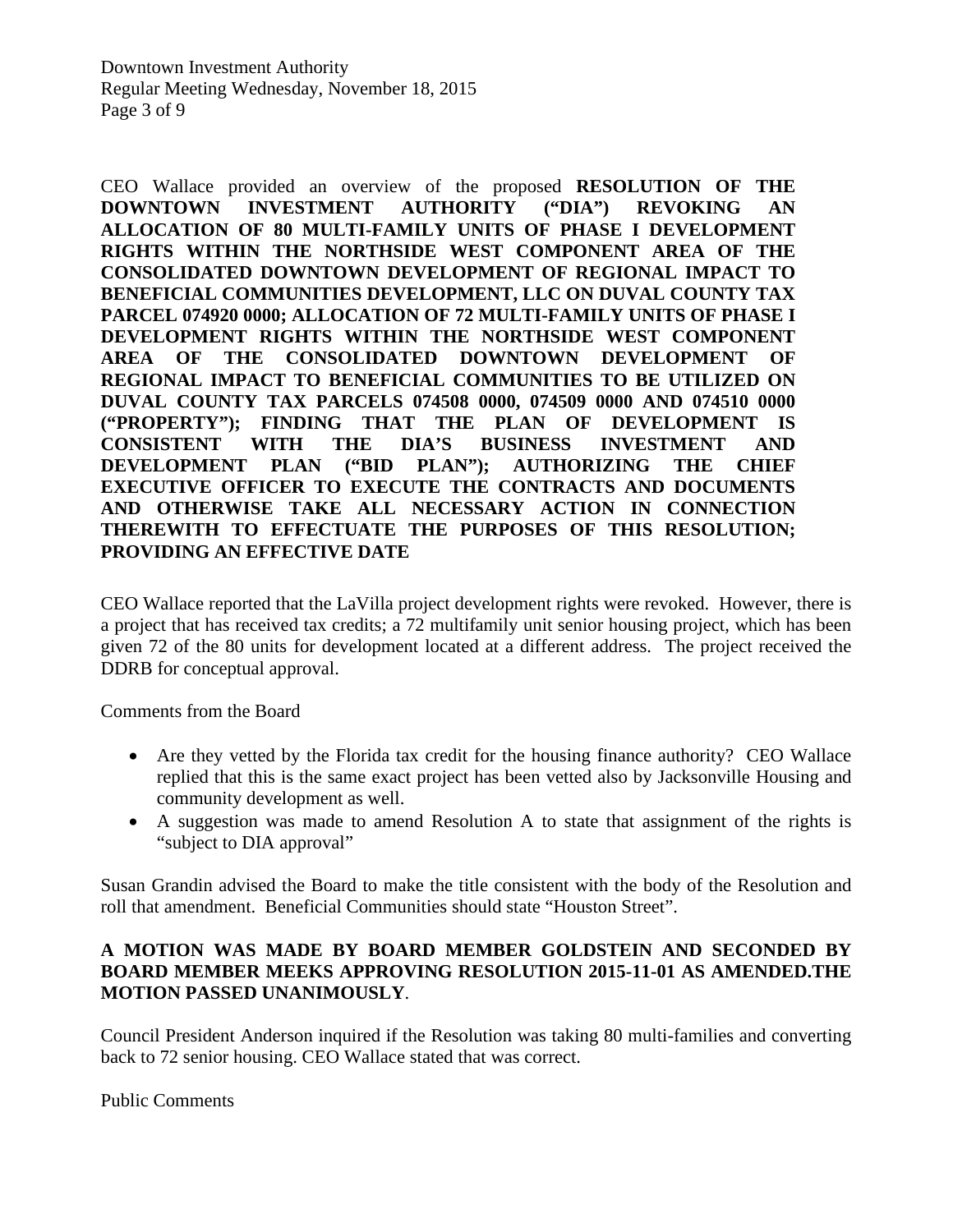CEO Wallace provided an overview of the proposed **RESOLUTION OF THE DOWNTOWN INVESTMENT AUTHORITY ("DIA") REVOKING AN ALLOCATION OF 80 MULTI-FAMILY UNITS OF PHASE I DEVELOPMENT RIGHTS WITHIN THE NORTHSIDE WEST COMPONENT AREA OF THE CONSOLIDATED DOWNTOWN DEVELOPMENT OF REGIONAL IMPACT TO BENEFICIAL COMMUNITIES DEVELOPMENT, LLC ON DUVAL COUNTY TAX PARCEL 074920 0000; ALLOCATION OF 72 MULTI-FAMILY UNITS OF PHASE I DEVELOPMENT RIGHTS WITHIN THE NORTHSIDE WEST COMPONENT AREA OF THE CONSOLIDATED DOWNTOWN DEVELOPMENT OF REGIONAL IMPACT TO BENEFICIAL COMMUNITIES TO BE UTILIZED ON DUVAL COUNTY TAX PARCELS 074508 0000, 074509 0000 AND 074510 0000 ("PROPERTY"); FINDING THAT THE PLAN OF DEVELOPMENT IS CONSISTENT WITH THE DIA'S BUSINESS INVESTMENT AND DEVELOPMENT PLAN ("BID PLAN"); AUTHORIZING THE CHIEF EXECUTIVE OFFICER TO EXECUTE THE CONTRACTS AND DOCUMENTS AND OTHERWISE TAKE ALL NECESSARY ACTION IN CONNECTION THEREWITH TO EFFECTUATE THE PURPOSES OF THIS RESOLUTION; PROVIDING AN EFFECTIVE DATE**

CEO Wallace reported that the LaVilla project development rights were revoked. However, there is a project that has received tax credits; a 72 multifamily unit senior housing project, which has been given 72 of the 80 units for development located at a different address. The project received the DDRB for conceptual approval.

Comments from the Board

- Are they vetted by the Florida tax credit for the housing finance authority? CEO Wallace replied that this is the same exact project has been vetted also by Jacksonville Housing and community development as well.
- A suggestion was made to amend Resolution A to state that assignment of the rights is "subject to DIA approval"

Susan Grandin advised the Board to make the title consistent with the body of the Resolution and roll that amendment. Beneficial Communities should state "Houston Street".

**A MOTION WAS MADE BY BOARD MEMBER GOLDSTEIN AND SECONDED BY BOARD MEMBER MEEKS APPROVING RESOLUTION 2015-11-01 AS AMENDED.THE MOTION PASSED UNANIMOUSLY**.

Council President Anderson inquired if the Resolution was taking 80 multi-families and converting back to 72 senior housing. CEO Wallace stated that was correct.

Public Comments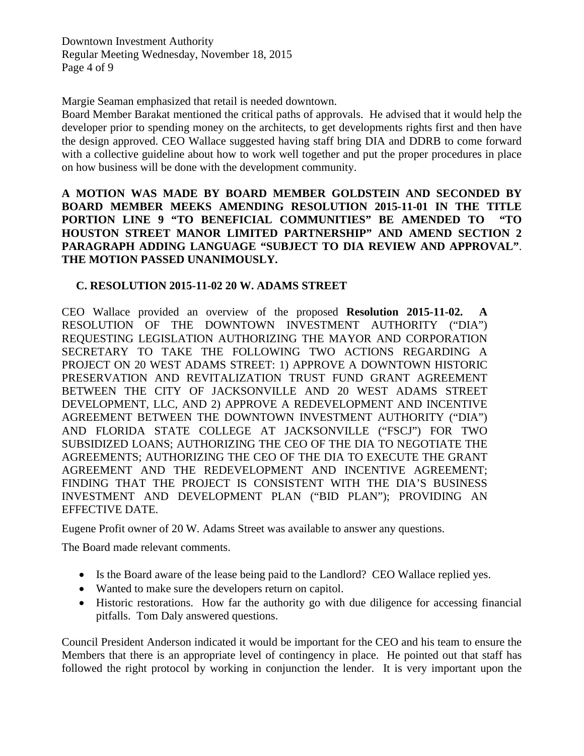Margie Seaman emphasized that retail is needed downtown.

Board Member Barakat mentioned the critical paths of approvals. He advised that it would help the developer prior to spending money on the architects, to get developments rights first and then have the design approved. CEO Wallace suggested having staff bring DIA and DDRB to come forward with a collective guideline about how to work well together and put the proper procedures in place on how business will be done with the development community.

**A MOTION WAS MADE BY BOARD MEMBER GOLDSTEIN AND SECONDED BY BOARD MEMBER MEEKS AMENDING RESOLUTION 2015-11-01 IN THE TITLE PORTION LINE 9 "TO BENEFICIAL COMMUNITIES" BE AMENDED TO "TO HOUSTON STREET MANOR LIMITED PARTNERSHIP" AND AMEND SECTION 2 PARAGRAPH ADDING LANGUAGE "SUBJECT TO DIA REVIEW AND APPROVAL". THE MOTION PASSED UNANIMOUSLY.**

### C. RESOLUTION 2015-11-02 20 W. ADAMS STREET

CEO Wallace provided an overview of the proposed **Resolution 2015-11-02. A** RESOLUTION OF THE DOWNTOWN INVESTMENT AUTHORITY ("DIA") REQUESTING LEGISLATION AUTHORIZING THE MAYOR AND CORPORATION SECRETARY TO TAKE THE FOLLOWING TWO ACTIONS REGARDING A PROJECT ON 20 WEST ADAMS STREET: 1) APPROVE A DOWNTOWN HISTORIC PRESERVATION AND REVITALIZATION TRUST FUND GRANT AGREEMENT BETWEEN THE CITY OF JACKSONVILLE AND 20 WEST ADAMS STREET DEVELOPMENT, LLC, AND 2) APPROVE A REDEVELOPMENT AND INCENTIVE AGREEMENT BETWEEN THE DOWNTOWN INVESTMENT AUTHORITY ("DIA") AND FLORIDA STATE COLLEGE AT JACKSONVILLE ("FSCJ") FOR TWO SUBSIDIZED LOANS; AUTHORIZING THE CEO OF THE DIA TO NEGOTIATE THE AGREEMENTS; AUTHORIZING THE CEO OF THE DIA TO EXECUTE THE GRANT AGREEMENT AND THE REDEVELOPMENT AND INCENTIVE AGREEMENT; FINDING THAT THE PROJECT IS CONSISTENT WITH THE DIA'S BUSINESS INVESTMENT AND DEVELOPMENT PLAN ("BID PLAN"); PROVIDING AN EFFECTIVE DATE.

Eugene Profit owner of 20 W. Adams Street was available to answer any questions.

The Board made relevant comments.

- Is the Board aware of the lease being paid to the Landlord? CEO Wallace replied yes.
- Wanted to make sure the developers return on capitol.
- Historic restorations. How far the authority go with due diligence for accessing financial pitfalls. Tom Daly answered questions.

Council President Anderson indicated it would be important for the CEO and his team to ensure the Members that there is an appropriate level of contingency in place. He pointed out that staff has followed the right protocol by working in conjunction the lender. It is very important upon the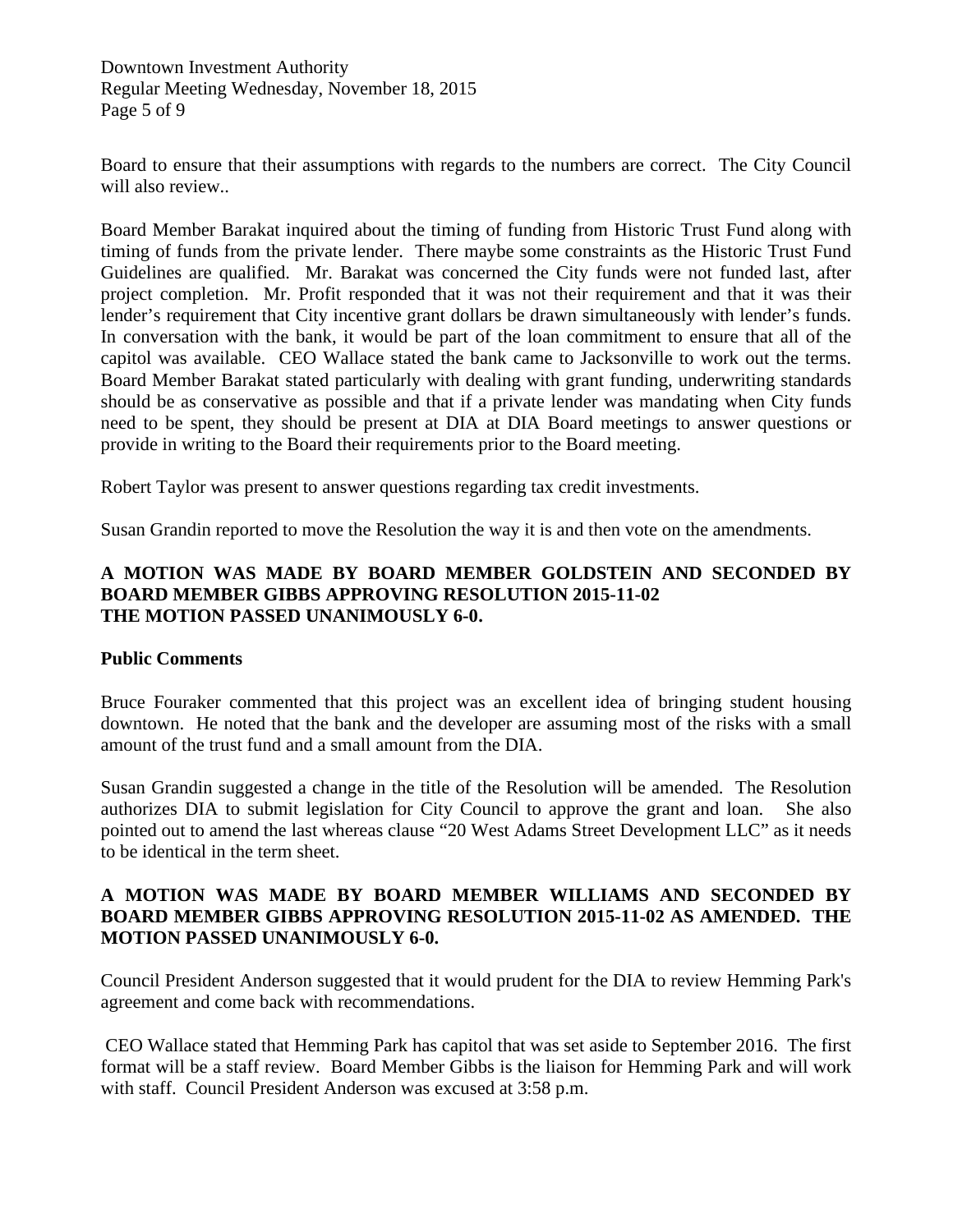Board to ensure that their assumptions with regards to the numbers are correct. The City Council will also review..

Board Member Barakat inquired about the timing of funding from Historic Trust Fund along with timing of funds from the private lender. There maybe some constraints as the Historic Trust Fund Guidelines are qualified. Mr. Barakat was concerned the City funds were not funded last, after project completion. Mr. Profit responded that it was not their requirement and that it was their lender's requirement that City incentive grant dollars be drawn simultaneously with lender's funds. In conversation with the bank, it would be part of the loan commitment to ensure that all of the capitol was available. CEO Wallace stated the bank came to Jacksonville to work out the terms. Board Member Barakat stated particularly with dealing with grant funding, underwriting standards should be as conservative as possible and that if a private lender was mandating when City funds need to be spent, they should be present at DIA at DIA Board meetings to answer questions or provide in writing to the Board their requirements prior to the Board meeting.

Robert Taylor was present to answer questions regarding tax credit investments.

Susan Grandin reported to move the Resolution the way it is and then vote on the amendments.

**A MOTION WAS MADE BY BOARD MEMBER GOLDSTEIN AND SECONDED BY BOARD MEMBER GIBBS APPROVING RESOLUTION 2015-11-02**
**THE MOTION PASSED UNANIMOUSLY 6-0.**

**Public Comments**

Bruce Fouraker commented that this project was an excellent idea of bringing student housing downtown. He noted that the bank and the developer are assuming most of the risks with a small amount of the trust fund and a small amount from the DIA.

Susan Grandin suggested a change in the title of the Resolution will be amended. The Resolution authorizes DIA to submit legislation for City Council to approve the grant and loan. She also pointed out to amend the last whereas clause "20 West Adams Street Development LLC" as it needs to be identical in the term sheet.

**A MOTION WAS MADE BY BOARD MEMBER WILLIAMS AND SECONDED BY BOARD MEMBER GIBBS APPROVING RESOLUTION 2015-11-02 AS AMENDED. THE MOTION PASSED UNANIMOUSLY 6-0.**

Council President Anderson suggested that it would prudent for the DIA to review Hemming Park's agreement and come back with recommendations.

CEO Wallace stated that Hemming Park has capitol that was set aside to September 2016. The first format will be a staff review. Board Member Gibbs is the liaison for Hemming Park and will work with staff. Council President Anderson was excused at 3:58 p.m.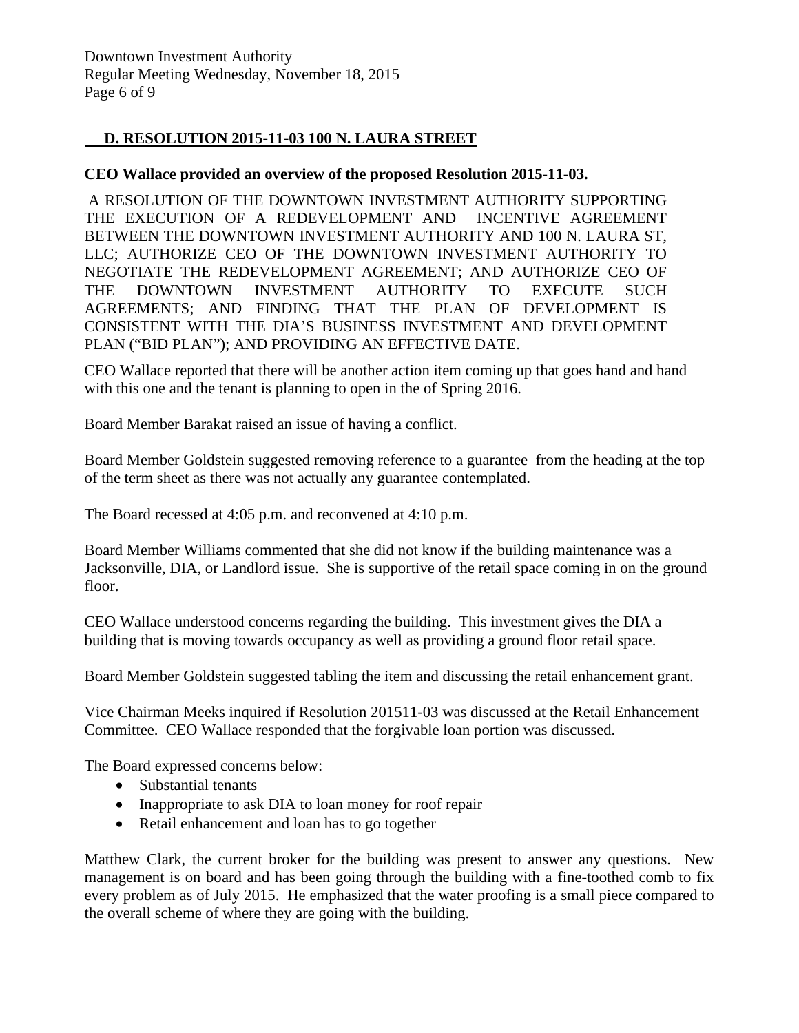## D. RESOLUTION 2015-11-03 100 N. LAURA STREET

**CEO Wallace provided an overview of the proposed Resolution 2015-11-03.**

A RESOLUTION OF THE DOWNTOWN INVESTMENT AUTHORITY SUPPORTING THE EXECUTION OF A REDEVELOPMENT AND INCENTIVE AGREEMENT BETWEEN THE DOWNTOWN INVESTMENT AUTHORITY AND 100 N. LAURA ST, LLC; AUTHORIZE CEO OF THE DOWNTOWN INVESTMENT AUTHORITY TO NEGOTIATE THE REDEVELOPMENT AGREEMENT; AND AUTHORIZE CEO OF THE DOWNTOWN INVESTMENT AUTHORITY TO EXECUTE SUCH AGREEMENTS; AND FINDING THAT THE PLAN OF DEVELOPMENT IS CONSISTENT WITH THE DIA'S BUSINESS INVESTMENT AND DEVELOPMENT PLAN ("BID PLAN"); AND PROVIDING AN EFFECTIVE DATE.

CEO Wallace reported that there will be another action item coming up that goes hand and hand with this one and the tenant is planning to open in the of Spring 2016.

Board Member Barakat raised an issue of having a conflict.

Board Member Goldstein suggested removing reference to a guarantee from the heading at the top of the term sheet as there was not actually any guarantee contemplated.

The Board recessed at 4:05 p.m. and reconvened at 4:10 p.m.

Board Member Williams commented that she did not know if the building maintenance was a Jacksonville, DIA, or Landlord issue. She is supportive of the retail space coming in on the ground floor.

CEO Wallace understood concerns regarding the building. This investment gives the DIA a building that is moving towards occupancy as well as providing a ground floor retail space.

Board Member Goldstein suggested tabling the item and discussing the retail enhancement grant.

Vice Chairman Meeks inquired if Resolution 201511-03 was discussed at the Retail Enhancement Committee. CEO Wallace responded that the forgivable loan portion was discussed.

The Board expressed concerns below:

- Substantial tenants
- Inappropriate to ask DIA to loan money for roof repair
- Retail enhancement and loan has to go together

Matthew Clark, the current broker for the building was present to answer any questions. New management is on board and has been going through the building with a fine-toothed comb to fix every problem as of July 2015. He emphasized that the water proofing is a small piece compared to the overall scheme of where they are going with the building.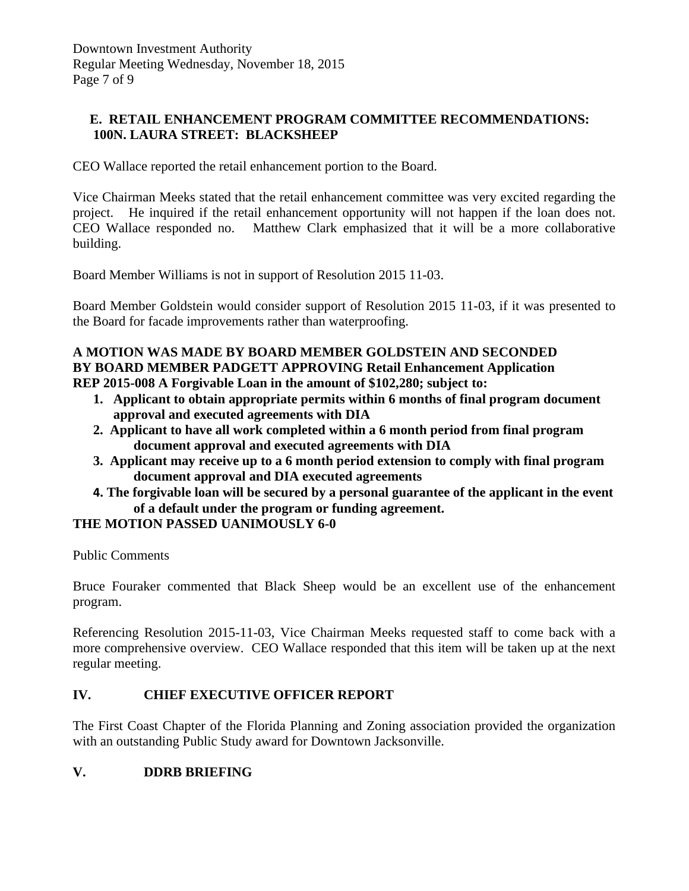### E. RETAIL ENHANCEMENT PROGRAM COMMITTEE RECOMMENDATIONS: 100N. LAURA STREET: BLACKSHEEP

CEO Wallace reported the retail enhancement portion to the Board.

Vice Chairman Meeks stated that the retail enhancement committee was very excited regarding the project. He inquired if the retail enhancement opportunity will not happen if the loan does not. CEO Wallace responded no. Matthew Clark emphasized that it will be a more collaborative building.

Board Member Williams is not in support of Resolution 2015 11-03.

Board Member Goldstein would consider support of Resolution 2015 11-03, if it was presented to the Board for facade improvements rather than waterproofing.

**A MOTION WAS MADE BY BOARD MEMBER GOLDSTEIN AND SECONDED BY BOARD MEMBER PADGETT APPROVING Retail Enhancement Application REP 2015-008 A Forgivable Loan in the amount of $102,280; subject to:**

1. **Applicant to obtain appropriate permits within 6 months of final program document approval and executed agreements with DIA**
2. **Applicant to have all work completed within a 6 month period from final program document approval and executed agreements with DIA**
3. **Applicant may receive up to a 6 month period extension to comply with final program document approval and DIA executed agreements**
4. **The forgivable loan will be secured by a personal guarantee of the applicant in the event of a default under the program or funding agreement.**

**THE MOTION PASSED UANIMOUSLY 6-0**

Public Comments

Bruce Fouraker commented that Black Sheep would be an excellent use of the enhancement program.

Referencing Resolution 2015-11-03, Vice Chairman Meeks requested staff to come back with a more comprehensive overview. CEO Wallace responded that this item will be taken up at the next regular meeting.

## IV. CHIEF EXECUTIVE OFFICER REPORT

The First Coast Chapter of the Florida Planning and Zoning association provided the organization with an outstanding Public Study award for Downtown Jacksonville.

## V. DDRB BRIEFING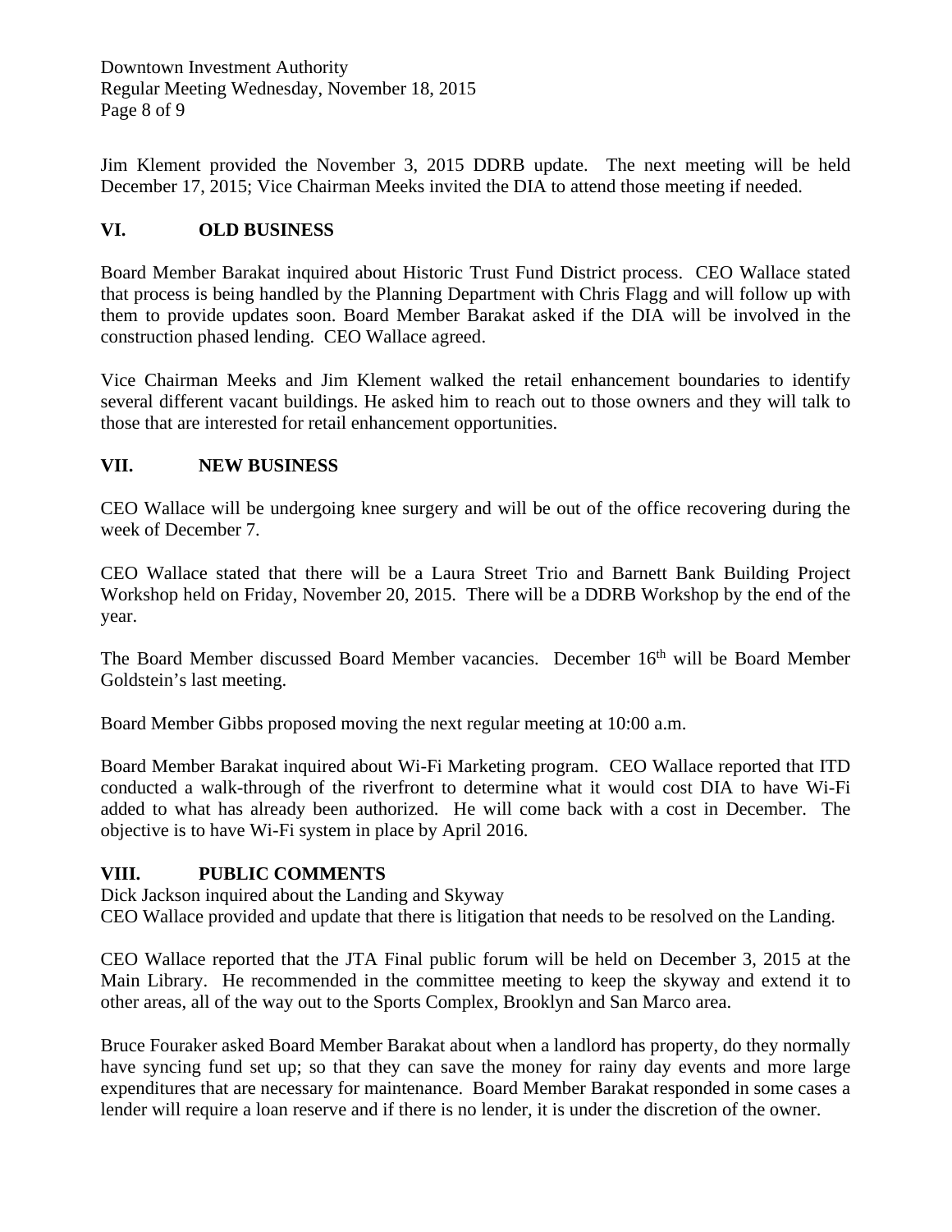Jim Klement provided the November 3, 2015 DDRB update. The next meeting will be held December 17, 2015; Vice Chairman Meeks invited the DIA to attend those meeting if needed.

## VI. OLD BUSINESS

Board Member Barakat inquired about Historic Trust Fund District process. CEO Wallace stated that process is being handled by the Planning Department with Chris Flagg and will follow up with them to provide updates soon. Board Member Barakat asked if the DIA will be involved in the construction phased lending. CEO Wallace agreed.

Vice Chairman Meeks and Jim Klement walked the retail enhancement boundaries to identify several different vacant buildings. He asked him to reach out to those owners and they will talk to those that are interested for retail enhancement opportunities.

## VII. NEW BUSINESS

CEO Wallace will be undergoing knee surgery and will be out of the office recovering during the week of December 7.

CEO Wallace stated that there will be a Laura Street Trio and Barnett Bank Building Project Workshop held on Friday, November 20, 2015. There will be a DDRB Workshop by the end of the year.

The Board Member discussed Board Member vacancies. December 16th will be Board Member Goldstein's last meeting.

Board Member Gibbs proposed moving the next regular meeting at 10:00 a.m.

Board Member Barakat inquired about Wi-Fi Marketing program. CEO Wallace reported that ITD conducted a walk-through of the riverfront to determine what it would cost DIA to have Wi-Fi added to what has already been authorized. He will come back with a cost in December. The objective is to have Wi-Fi system in place by April 2016.

## VIII. PUBLIC COMMENTS

Dick Jackson inquired about the Landing and Skyway
CEO Wallace provided and update that there is litigation that needs to be resolved on the Landing.

CEO Wallace reported that the JTA Final public forum will be held on December 3, 2015 at the Main Library. He recommended in the committee meeting to keep the skyway and extend it to other areas, all of the way out to the Sports Complex, Brooklyn and San Marco area.

Bruce Fouraker asked Board Member Barakat about when a landlord has property, do they normally have syncing fund set up; so that they can save the money for rainy day events and more large expenditures that are necessary for maintenance. Board Member Barakat responded in some cases a lender will require a loan reserve and if there is no lender, it is under the discretion of the owner.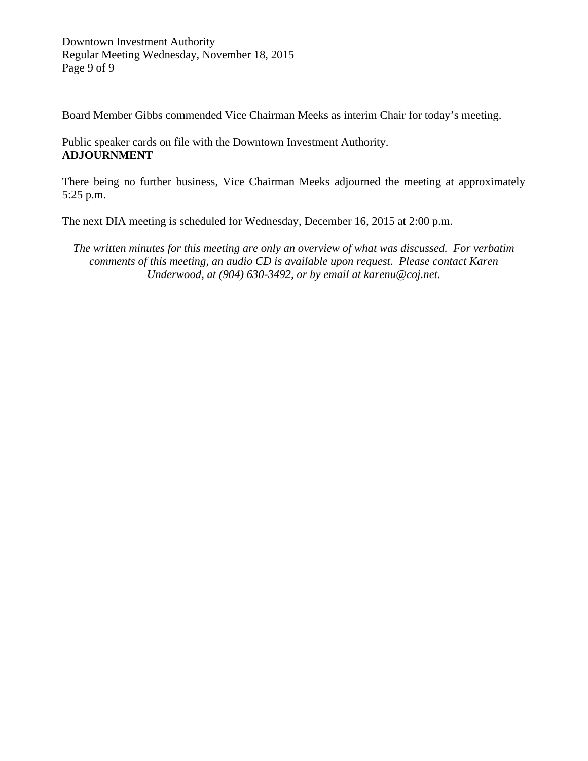Board Member Gibbs commended Vice Chairman Meeks as interim Chair for today's meeting.

Public speaker cards on file with the Downtown Investment Authority.

**ADJOURNMENT**

There being no further business, Vice Chairman Meeks adjourned the meeting at approximately 5:25 p.m.

The next DIA meeting is scheduled for Wednesday, December 16, 2015 at 2:00 p.m.

*The written minutes for this meeting are only an overview of what was discussed. For verbatim comments of this meeting, an audio CD is available upon request. Please contact Karen Underwood, at (904) 630-3492, or by email at karenu@coj.net.*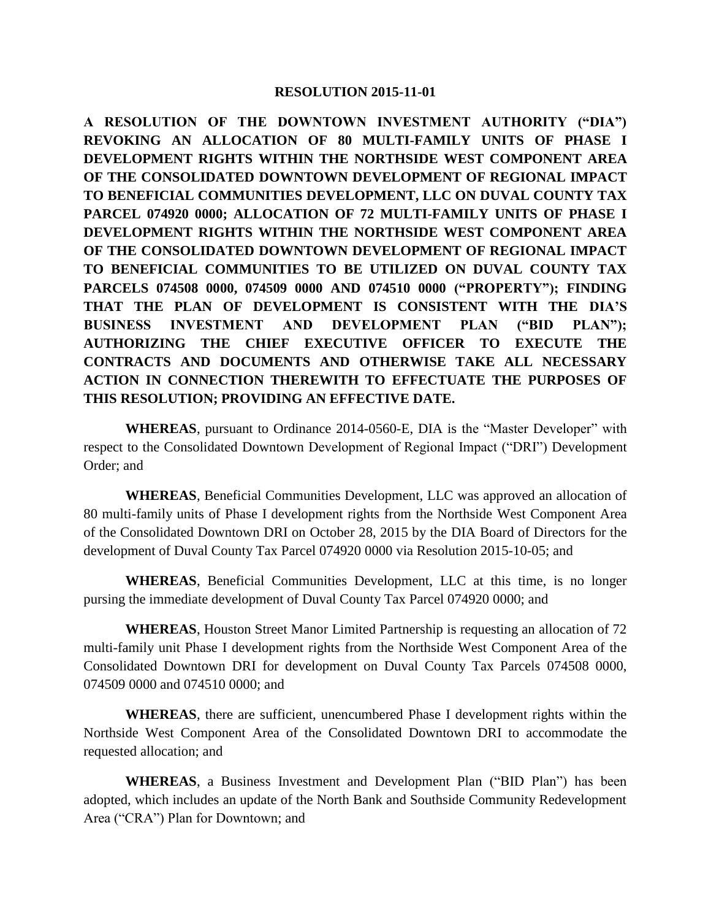**RESOLUTION 2015-11-01**

**A RESOLUTION OF THE DOWNTOWN INVESTMENT AUTHORITY ("DIA") REVOKING AN ALLOCATION OF 80 MULTI-FAMILY UNITS OF PHASE I DEVELOPMENT RIGHTS WITHIN THE NORTHSIDE WEST COMPONENT AREA OF THE CONSOLIDATED DOWNTOWN DEVELOPMENT OF REGIONAL IMPACT TO BENEFICIAL COMMUNITIES DEVELOPMENT, LLC ON DUVAL COUNTY TAX PARCEL 074920 0000; ALLOCATION OF 72 MULTI-FAMILY UNITS OF PHASE I DEVELOPMENT RIGHTS WITHIN THE NORTHSIDE WEST COMPONENT AREA OF THE CONSOLIDATED DOWNTOWN DEVELOPMENT OF REGIONAL IMPACT TO BENEFICIAL COMMUNITIES TO BE UTILIZED ON DUVAL COUNTY TAX PARCELS 074508 0000, 074509 0000 AND 074510 0000 ("PROPERTY"); FINDING THAT THE PLAN OF DEVELOPMENT IS CONSISTENT WITH THE DIA'S BUSINESS INVESTMENT AND DEVELOPMENT PLAN ("BID PLAN"); AUTHORIZING THE CHIEF EXECUTIVE OFFICER TO EXECUTE THE CONTRACTS AND DOCUMENTS AND OTHERWISE TAKE ALL NECESSARY ACTION IN CONNECTION THEREWITH TO EFFECTUATE THE PURPOSES OF THIS RESOLUTION; PROVIDING AN EFFECTIVE DATE.**

**WHEREAS**, pursuant to Ordinance 2014-0560-E, DIA is the "Master Developer" with respect to the Consolidated Downtown Development of Regional Impact ("DRI") Development Order; and

**WHEREAS**, Beneficial Communities Development, LLC was approved an allocation of 80 multi-family units of Phase I development rights from the Northside West Component Area of the Consolidated Downtown DRI on October 28, 2015 by the DIA Board of Directors for the development of Duval County Tax Parcel 074920 0000 via Resolution 2015-10-05; and

**WHEREAS**, Beneficial Communities Development, LLC at this time, is no longer pursing the immediate development of Duval County Tax Parcel 074920 0000; and

**WHEREAS**, Houston Street Manor Limited Partnership is requesting an allocation of 72 multi-family unit Phase I development rights from the Northside West Component Area of the Consolidated Downtown DRI for development on Duval County Tax Parcels 074508 0000, 074509 0000 and 074510 0000; and

**WHEREAS**, there are sufficient, unencumbered Phase I development rights within the Northside West Component Area of the Consolidated Downtown DRI to accommodate the requested allocation; and

**WHEREAS**, a Business Investment and Development Plan ("BID Plan") has been adopted, which includes an update of the North Bank and Southside Community Redevelopment Area ("CRA") Plan for Downtown; and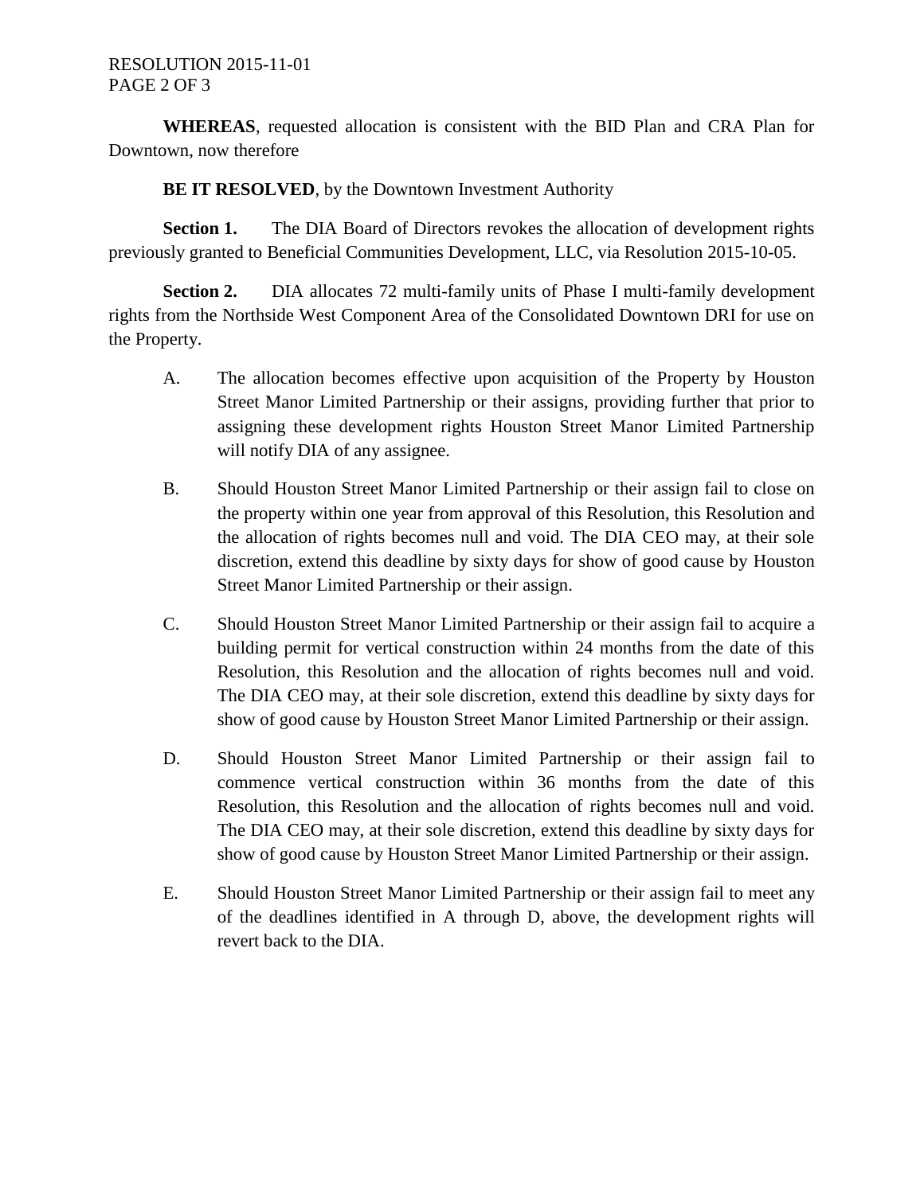**WHEREAS**, requested allocation is consistent with the BID Plan and CRA Plan for Downtown, now therefore

**BE IT RESOLVED**, by the Downtown Investment Authority

**Section 1.** The DIA Board of Directors revokes the allocation of development rights previously granted to Beneficial Communities Development, LLC, via Resolution 2015-10-05.

**Section 2.** DIA allocates 72 multi-family units of Phase I multi-family development rights from the Northside West Component Area of the Consolidated Downtown DRI for use on the Property.

A. The allocation becomes effective upon acquisition of the Property by Houston Street Manor Limited Partnership or their assigns, providing further that prior to assigning these development rights Houston Street Manor Limited Partnership will notify DIA of any assignee.

B. Should Houston Street Manor Limited Partnership or their assign fail to close on the property within one year from approval of this Resolution, this Resolution and the allocation of rights becomes null and void. The DIA CEO may, at their sole discretion, extend this deadline by sixty days for show of good cause by Houston Street Manor Limited Partnership or their assign.

C. Should Houston Street Manor Limited Partnership or their assign fail to acquire a building permit for vertical construction within 24 months from the date of this Resolution, this Resolution and the allocation of rights becomes null and void. The DIA CEO may, at their sole discretion, extend this deadline by sixty days for show of good cause by Houston Street Manor Limited Partnership or their assign.

D. Should Houston Street Manor Limited Partnership or their assign fail to commence vertical construction within 36 months from the date of this Resolution, this Resolution and the allocation of rights becomes null and void. The DIA CEO may, at their sole discretion, extend this deadline by sixty days for show of good cause by Houston Street Manor Limited Partnership or their assign.

E. Should Houston Street Manor Limited Partnership or their assign fail to meet any of the deadlines identified in A through D, above, the development rights will revert back to the DIA.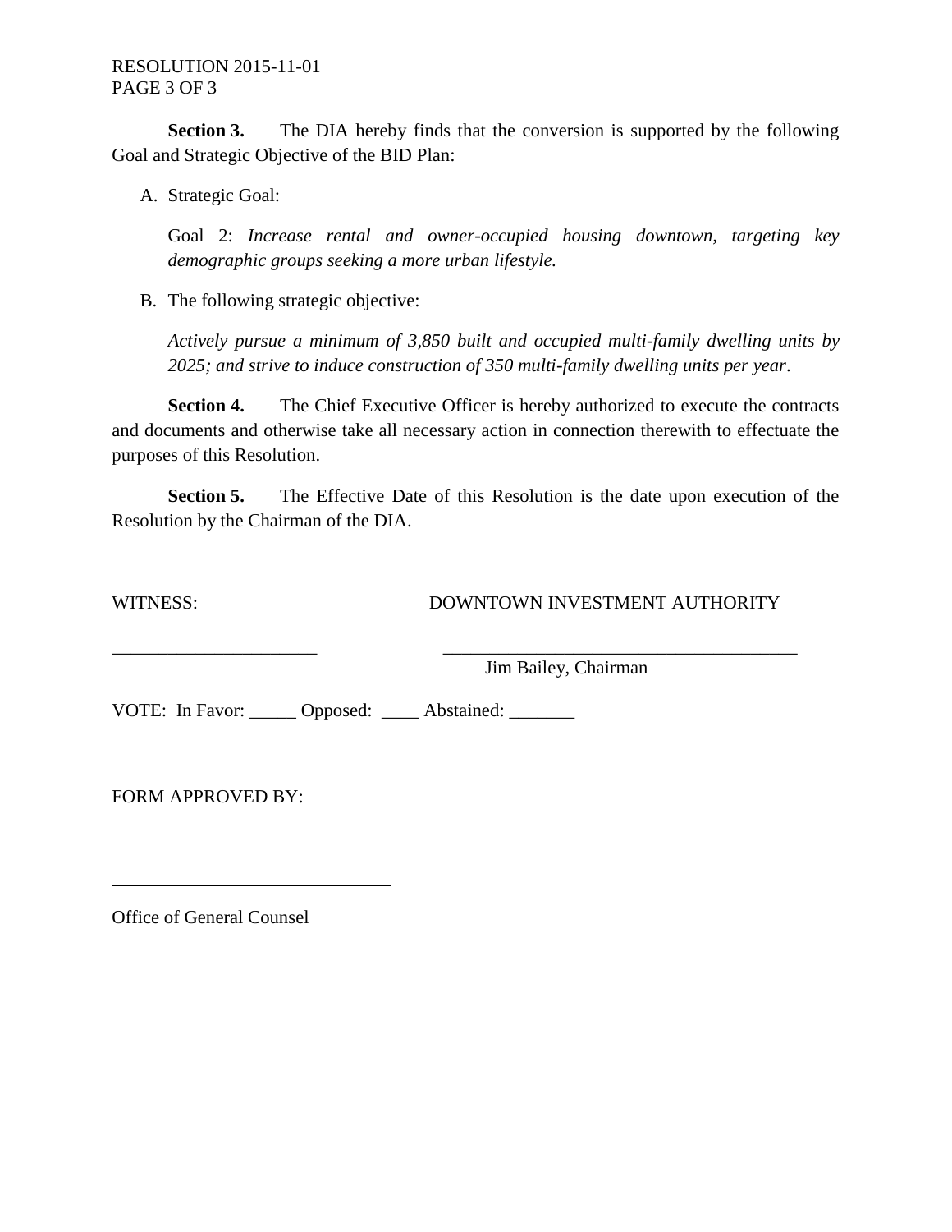**Section 3.** The DIA hereby finds that the conversion is supported by the following Goal and Strategic Objective of the BID Plan:

A. Strategic Goal:

   Goal 2: *Increase rental and owner-occupied housing downtown, targeting key demographic groups seeking a more urban lifestyle.*

B. The following strategic objective:

   *Actively pursue a minimum of 3,850 built and occupied multi-family dwelling units by 2025; and strive to induce construction of 350 multi-family dwelling units per year*.

**Section 4.** The Chief Executive Officer is hereby authorized to execute the contracts and documents and otherwise take all necessary action in connection therewith to effectuate the purposes of this Resolution.

**Section 5.** The Effective Date of this Resolution is the date upon execution of the Resolution by the Chairman of the DIA.

WITNESS: DOWNTOWN INVESTMENT AUTHORITY

______________________ ________________________________________
Jim Bailey, Chairman

VOTE: In Favor: _____ Opposed: ____ Abstained: _______

FORM APPROVED BY:

______________________________
Office of General Counsel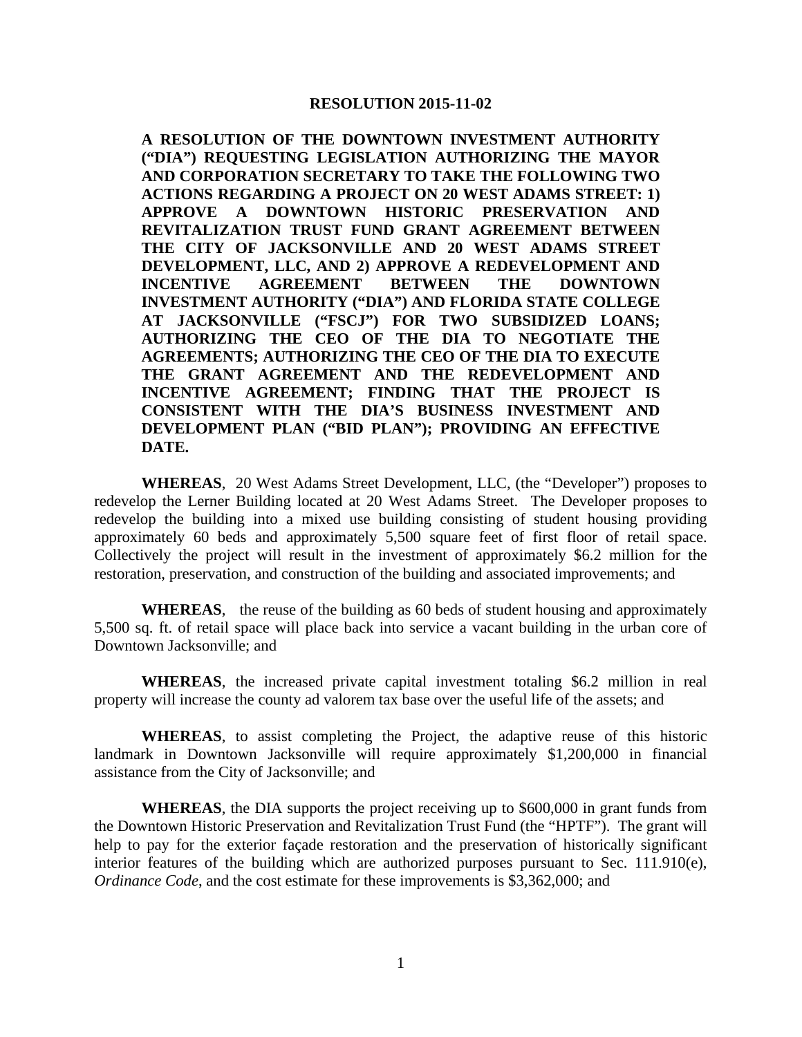**RESOLUTION 2015-11-02**

**A RESOLUTION OF THE DOWNTOWN INVESTMENT AUTHORITY ("DIA") REQUESTING LEGISLATION AUTHORIZING THE MAYOR AND CORPORATION SECRETARY TO TAKE THE FOLLOWING TWO ACTIONS REGARDING A PROJECT ON 20 WEST ADAMS STREET: 1) APPROVE A DOWNTOWN HISTORIC PRESERVATION AND REVITALIZATION TRUST FUND GRANT AGREEMENT BETWEEN THE CITY OF JACKSONVILLE AND 20 WEST ADAMS STREET DEVELOPMENT, LLC, AND 2) APPROVE A REDEVELOPMENT AND INCENTIVE AGREEMENT BETWEEN THE DOWNTOWN INVESTMENT AUTHORITY ("DIA") AND FLORIDA STATE COLLEGE AT JACKSONVILLE ("FSCJ") FOR TWO SUBSIDIZED LOANS; AUTHORIZING THE CEO OF THE DIA TO NEGOTIATE THE AGREEMENTS; AUTHORIZING THE CEO OF THE DIA TO EXECUTE THE GRANT AGREEMENT AND THE REDEVELOPMENT AND INCENTIVE AGREEMENT; FINDING THAT THE PROJECT IS CONSISTENT WITH THE DIA'S BUSINESS INVESTMENT AND DEVELOPMENT PLAN ("BID PLAN"); PROVIDING AN EFFECTIVE DATE.**

**WHEREAS**, 20 West Adams Street Development, LLC, (the "Developer") proposes to redevelop the Lerner Building located at 20 West Adams Street. The Developer proposes to redevelop the building into a mixed use building consisting of student housing providing approximately 60 beds and approximately 5,500 square feet of first floor of retail space. Collectively the project will result in the investment of approximately \$6.2 million for the restoration, preservation, and construction of the building and associated improvements; and

**WHEREAS**, the reuse of the building as 60 beds of student housing and approximately 5,500 sq. ft. of retail space will place back into service a vacant building in the urban core of Downtown Jacksonville; and

**WHEREAS**, the increased private capital investment totaling \$6.2 million in real property will increase the county ad valorem tax base over the useful life of the assets; and

**WHEREAS**, to assist completing the Project, the adaptive reuse of this historic landmark in Downtown Jacksonville will require approximately \$1,200,000 in financial assistance from the City of Jacksonville; and

**WHEREAS**, the DIA supports the project receiving up to \$600,000 in grant funds from the Downtown Historic Preservation and Revitalization Trust Fund (the "HPTF"). The grant will help to pay for the exterior façade restoration and the preservation of historically significant interior features of the building which are authorized purposes pursuant to Sec. 111.910(e), *Ordinance Code*, and the cost estimate for these improvements is \$3,362,000; and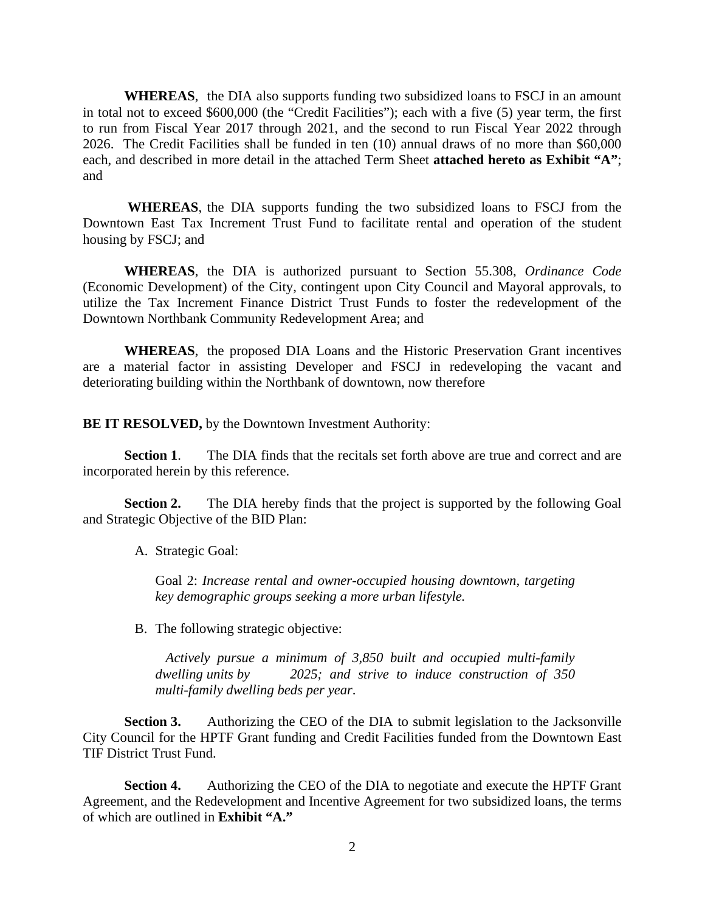**WHEREAS**, the DIA also supports funding two subsidized loans to FSCJ in an amount in total not to exceed $600,000 (the "Credit Facilities"); each with a five (5) year term, the first to run from Fiscal Year 2017 through 2021, and the second to run Fiscal Year 2022 through 2026. The Credit Facilities shall be funded in ten (10) annual draws of no more than $60,000 each, and described in more detail in the attached Term Sheet **attached hereto as Exhibit "A"**; and

**WHEREAS**, the DIA supports funding the two subsidized loans to FSCJ from the Downtown East Tax Increment Trust Fund to facilitate rental and operation of the student housing by FSCJ; and

**WHEREAS**, the DIA is authorized pursuant to Section 55.308, *Ordinance Code* (Economic Development) of the City, contingent upon City Council and Mayoral approvals, to utilize the Tax Increment Finance District Trust Funds to foster the redevelopment of the Downtown Northbank Community Redevelopment Area; and

**WHEREAS**, the proposed DIA Loans and the Historic Preservation Grant incentives are a material factor in assisting Developer and FSCJ in redeveloping the vacant and deteriorating building within the Northbank of downtown, now therefore

**BE IT RESOLVED,** by the Downtown Investment Authority:

**Section 1**. The DIA finds that the recitals set forth above are true and correct and are incorporated herein by this reference.

**Section 2.** The DIA hereby finds that the project is supported by the following Goal and Strategic Objective of the BID Plan:

A. Strategic Goal:

   Goal 2: *Increase rental and owner-occupied housing downtown, targeting key demographic groups seeking a more urban lifestyle.*

B. The following strategic objective:

   *Actively pursue a minimum of 3,850 built and occupied multi-family dwelling units by 2025; and strive to induce construction of 350 multi-family dwelling beds per year.*

**Section 3.** Authorizing the CEO of the DIA to submit legislation to the Jacksonville City Council for the HPTF Grant funding and Credit Facilities funded from the Downtown East TIF District Trust Fund.

**Section 4.** Authorizing the CEO of the DIA to negotiate and execute the HPTF Grant Agreement, and the Redevelopment and Incentive Agreement for two subsidized loans, the terms of which are outlined in **Exhibit "A."**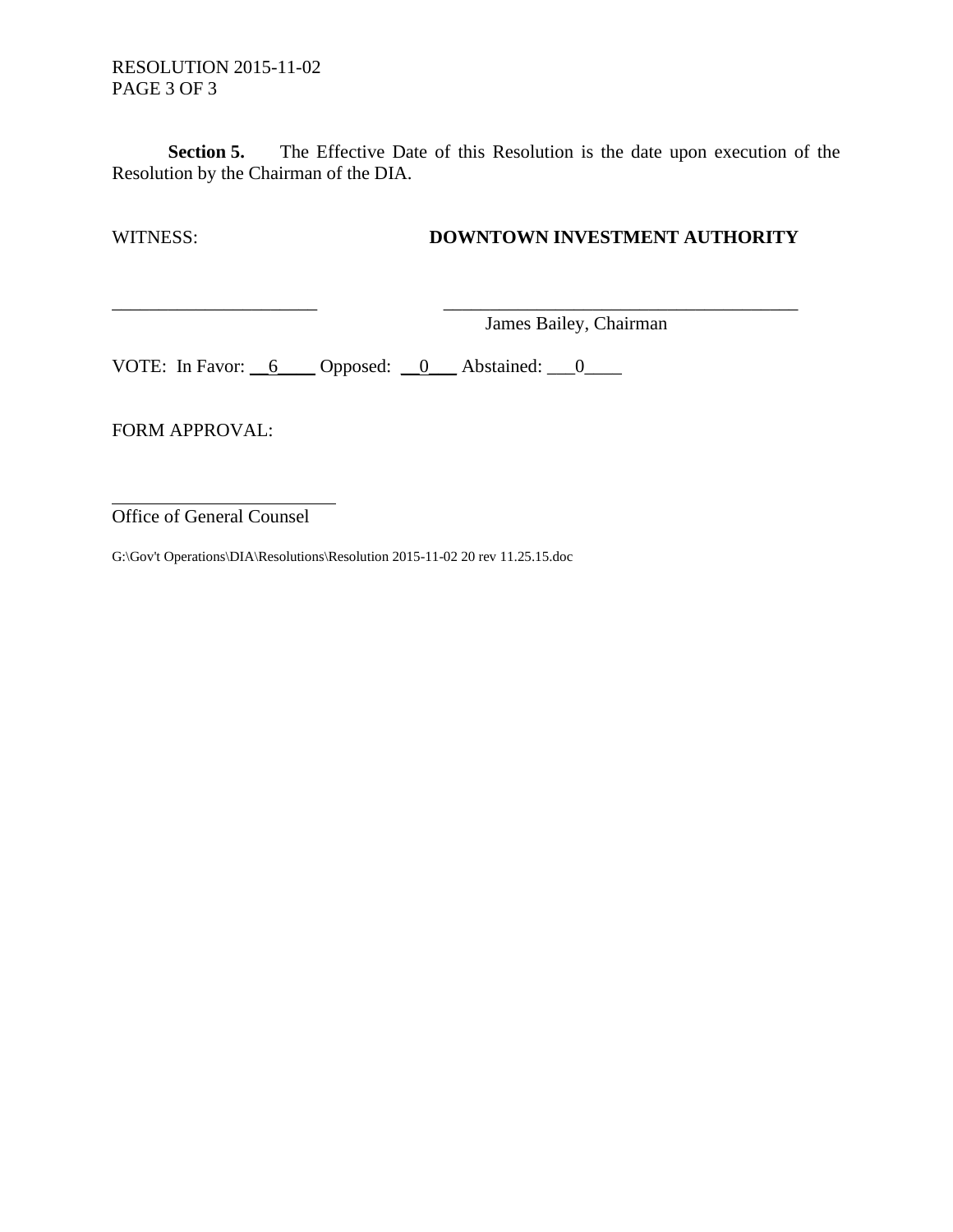**Section 5.** The Effective Date of this Resolution is the date upon execution of the Resolution by the Chairman of the DIA.

WITNESS: **DOWNTOWN INVESTMENT AUTHORITY**

______________________ ______________________________________

James Bailey, Chairman

VOTE: In Favor: __6____ Opposed: __0___ Abstained: ___0____

FORM APPROVAL:

________________________

Office of General Counsel

G:\Gov't Operations\DIA\Resolutions\Resolution 2015-11-02 20 rev 11.25.15.doc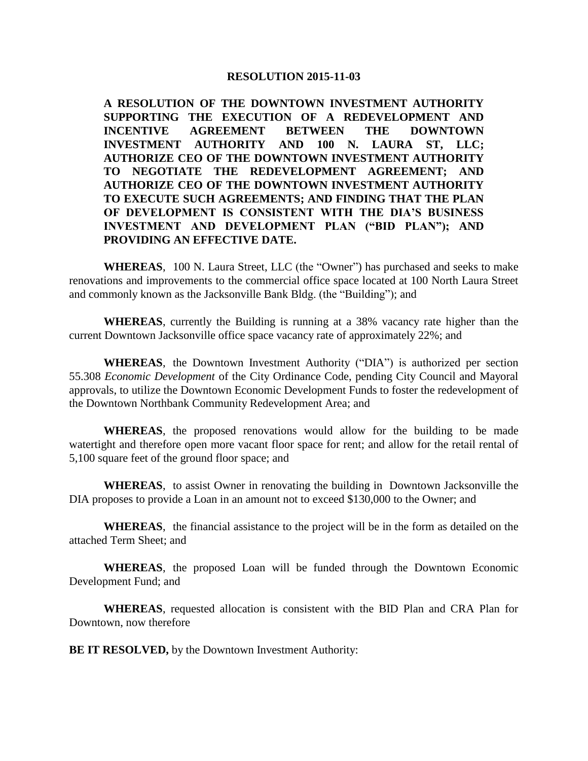**RESOLUTION 2015-11-03**

**A RESOLUTION OF THE DOWNTOWN INVESTMENT AUTHORITY SUPPORTING THE EXECUTION OF A REDEVELOPMENT AND INCENTIVE AGREEMENT BETWEEN THE DOWNTOWN INVESTMENT AUTHORITY AND 100 N. LAURA ST, LLC; AUTHORIZE CEO OF THE DOWNTOWN INVESTMENT AUTHORITY TO NEGOTIATE THE REDEVELOPMENT AGREEMENT; AND AUTHORIZE CEO OF THE DOWNTOWN INVESTMENT AUTHORITY TO EXECUTE SUCH AGREEMENTS; AND FINDING THAT THE PLAN OF DEVELOPMENT IS CONSISTENT WITH THE DIA'S BUSINESS INVESTMENT AND DEVELOPMENT PLAN ("BID PLAN"); AND PROVIDING AN EFFECTIVE DATE.**

**WHEREAS**, 100 N. Laura Street, LLC (the "Owner") has purchased and seeks to make renovations and improvements to the commercial office space located at 100 North Laura Street and commonly known as the Jacksonville Bank Bldg. (the "Building"); and

**WHEREAS**, currently the Building is running at a 38% vacancy rate higher than the current Downtown Jacksonville office space vacancy rate of approximately 22%; and

**WHEREAS**, the Downtown Investment Authority ("DIA") is authorized per section 55.308 *Economic Development* of the City Ordinance Code, pending City Council and Mayoral approvals, to utilize the Downtown Economic Development Funds to foster the redevelopment of the Downtown Northbank Community Redevelopment Area; and

**WHEREAS**, the proposed renovations would allow for the building to be made watertight and therefore open more vacant floor space for rent; and allow for the retail rental of 5,100 square feet of the ground floor space; and

**WHEREAS**, to assist Owner in renovating the building in Downtown Jacksonville the DIA proposes to provide a Loan in an amount not to exceed $130,000 to the Owner; and

**WHEREAS**, the financial assistance to the project will be in the form as detailed on the attached Term Sheet; and

**WHEREAS**, the proposed Loan will be funded through the Downtown Economic Development Fund; and

**WHEREAS**, requested allocation is consistent with the BID Plan and CRA Plan for Downtown, now therefore

**BE IT RESOLVED,** by the Downtown Investment Authority: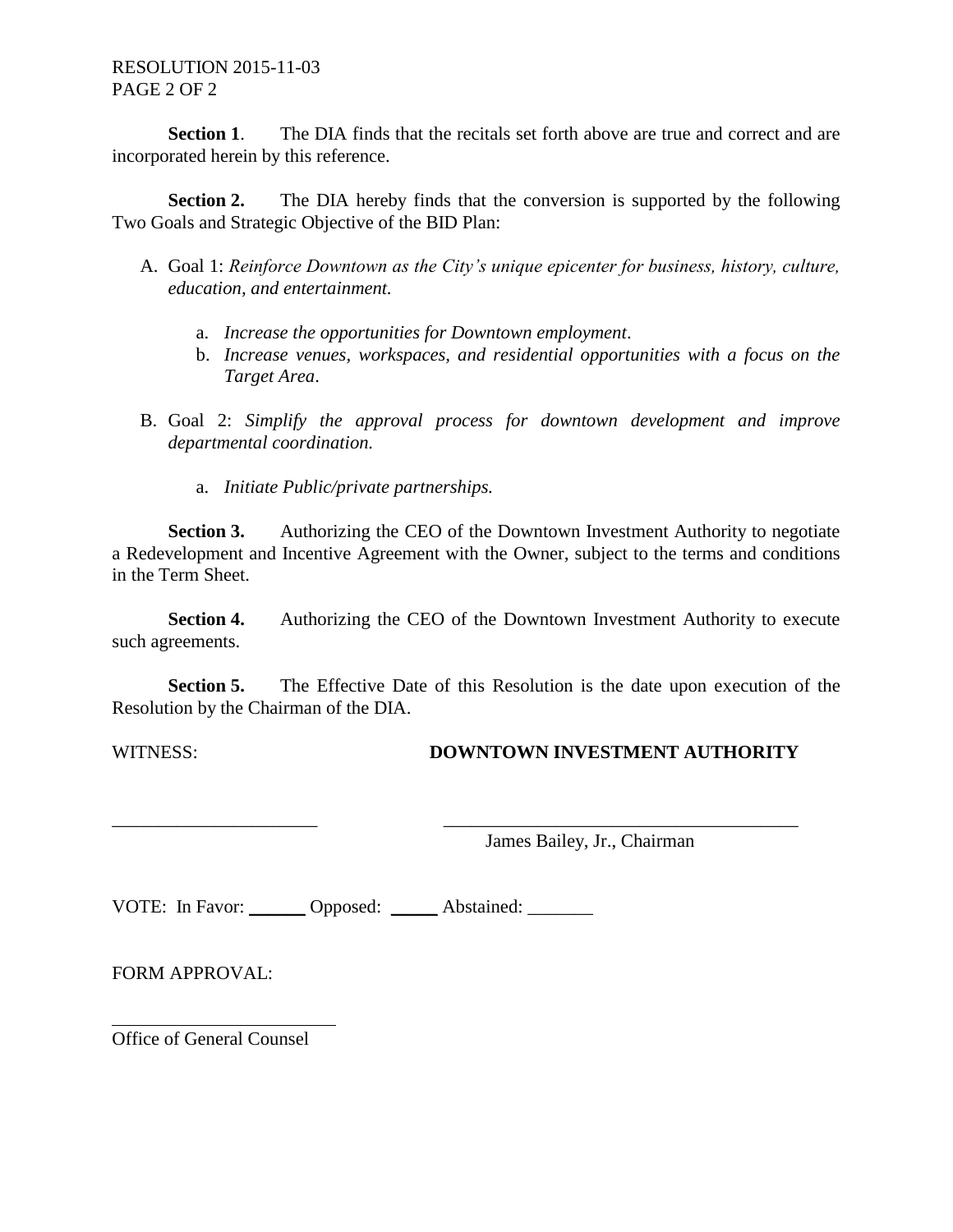RESOLUTION 2015-11-03
PAGE 2 OF 2

**Section 1**. The DIA finds that the recitals set forth above are true and correct and are incorporated herein by this reference.

**Section 2.** The DIA hereby finds that the conversion is supported by the following Two Goals and Strategic Objective of the BID Plan:

A. Goal 1: *Reinforce Downtown as the City's unique epicenter for business, history, culture, education, and entertainment.*

   a. *Increase the opportunities for Downtown employment*.
   b. *Increase venues, workspaces, and residential opportunities with a focus on the Target Area*.

B. Goal 2: *Simplify the approval process for downtown development and improve departmental coordination.*

   a. *Initiate Public/private partnerships.*

**Section 3.** Authorizing the CEO of the Downtown Investment Authority to negotiate a Redevelopment and Incentive Agreement with the Owner, subject to the terms and conditions in the Term Sheet.

**Section 4.** Authorizing the CEO of the Downtown Investment Authority to execute such agreements.

**Section 5.** The Effective Date of this Resolution is the date upon execution of the Resolution by the Chairman of the DIA.

WITNESS: **DOWNTOWN INVESTMENT AUTHORITY**

______________________ ________________________________________
James Bailey, Jr., Chairman

VOTE: In Favor: ______ Opposed: _____ Abstained: _______

FORM APPROVAL:

________________________
Office of General Counsel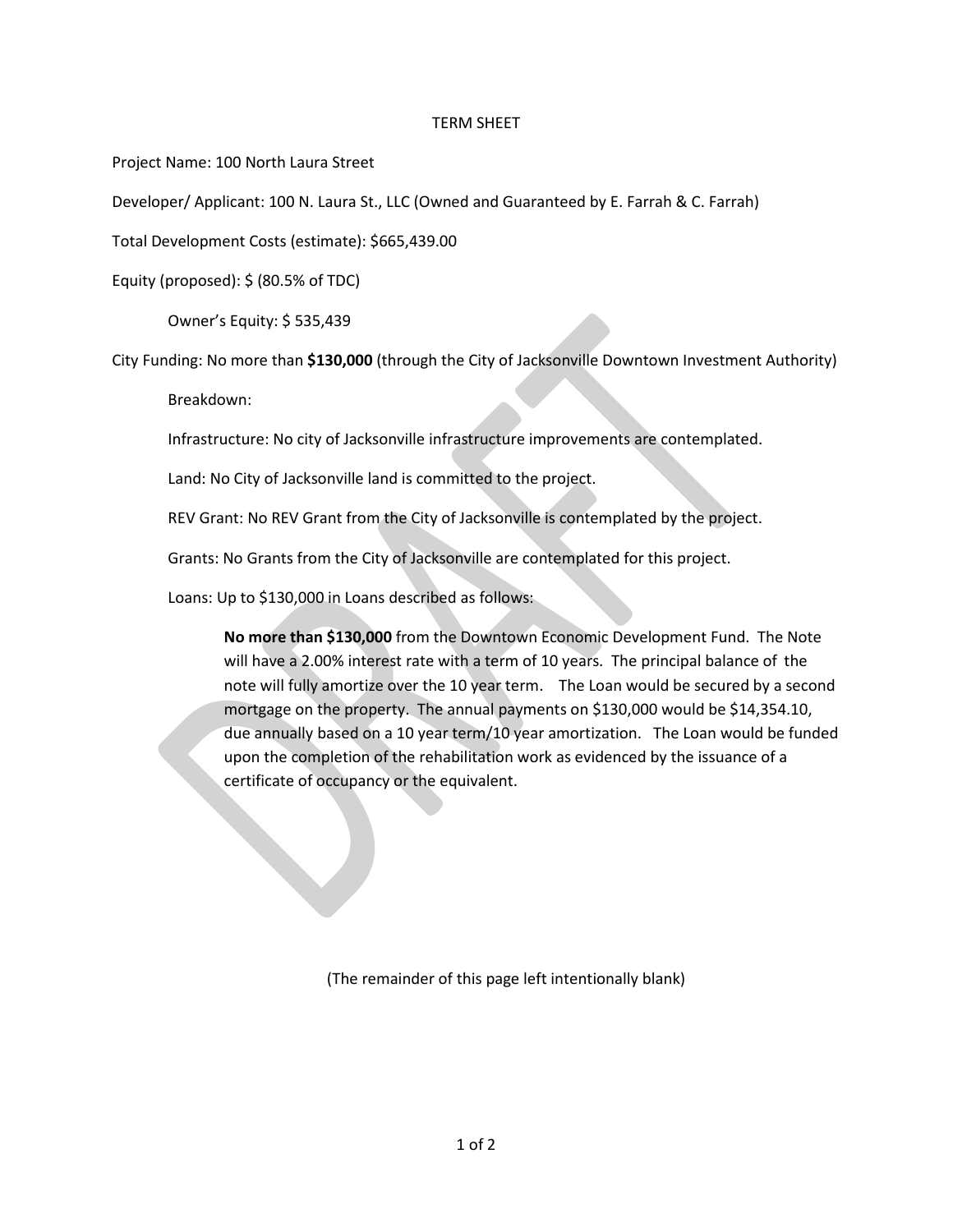# TERM SHEET

Project Name: 100 North Laura Street

Developer/ Applicant: 100 N. Laura St., LLC (Owned and Guaranteed by E. Farrah & C. Farrah)

Total Development Costs (estimate): $665,439.00

Equity (proposed): $ (80.5% of TDC)

Owner's Equity: $ 535,439

City Funding: No more than **$130,000** (through the City of Jacksonville Downtown Investment Authority)

Breakdown:

Infrastructure: No city of Jacksonville infrastructure improvements are contemplated.

Land: No City of Jacksonville land is committed to the project.

REV Grant: No REV Grant from the City of Jacksonville is contemplated by the project.

Grants: No Grants from the City of Jacksonville are contemplated for this project.

Loans: Up to $130,000 in Loans described as follows:

> **No more than $130,000** from the Downtown Economic Development Fund. The Note will have a 2.00% interest rate with a term of 10 years. The principal balance of the note will fully amortize over the 10 year term. The Loan would be secured by a second mortgage on the property. The annual payments on $130,000 would be $14,354.10, due annually based on a 10 year term/10 year amortization. The Loan would be funded upon the completion of the rehabilitation work as evidenced by the issuance of a certificate of occupancy or the equivalent.

(The remainder of this page left intentionally blank)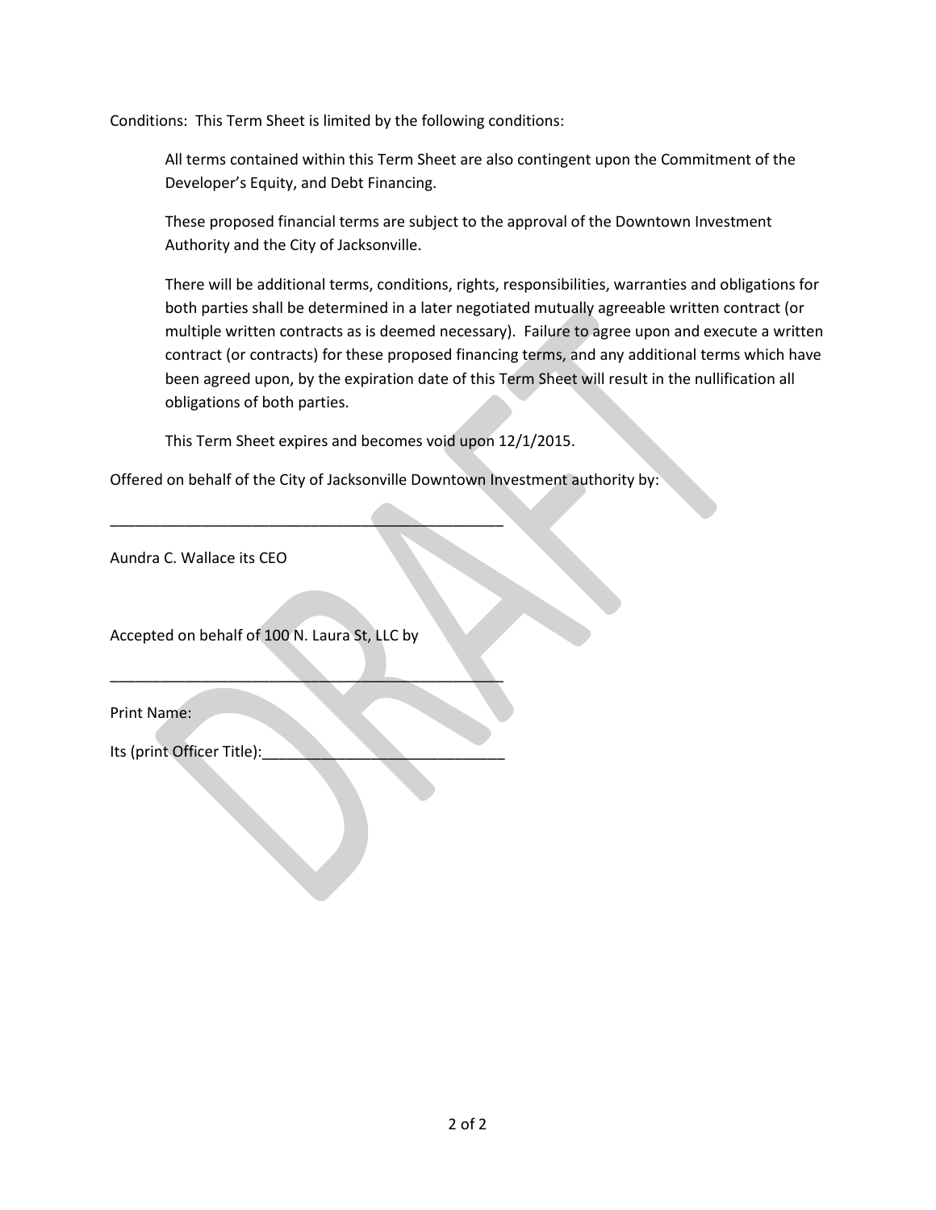Conditions: This Term Sheet is limited by the following conditions:

> All terms contained within this Term Sheet are also contingent upon the Commitment of the Developer's Equity, and Debt Financing.
>
> These proposed financial terms are subject to the approval of the Downtown Investment Authority and the City of Jacksonville.
>
> There will be additional terms, conditions, rights, responsibilities, warranties and obligations for both parties shall be determined in a later negotiated mutually agreeable written contract (or multiple written contracts as is deemed necessary). Failure to agree upon and execute a written contract (or contracts) for these proposed financing terms, and any additional terms which have been agreed upon, by the expiration date of this Term Sheet will result in the nullification all obligations of both parties.
>
> This Term Sheet expires and becomes void upon 12/1/2015.

Offered on behalf of the City of Jacksonville Downtown Investment authority by:

_______________________________________________

Aundra C. Wallace its CEO

Accepted on behalf of 100 N. Laura St, LLC by

_______________________________________________

Print Name:

Its (print Officer Title):____________________________

DRAFT